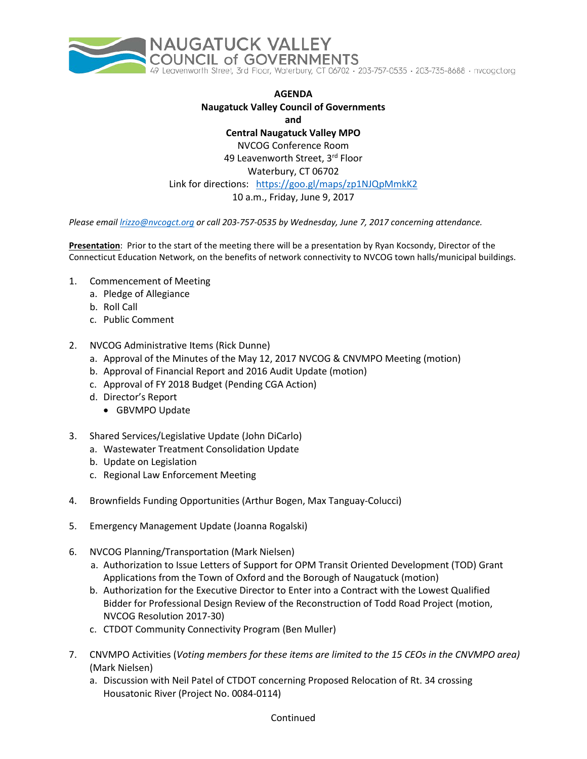NAUGATUCK VALLEY COUNCIL of GOVERNMENTS
49 Leavenworth Street, 3rd Floor, Waterbury, CT 06702 · 203-757-0535 · 203-735-8688 · nvcogct.org

**AGENDA**
**Naugatuck Valley Council of Governments**
**and**
**Central Naugatuck Valley MPO**
NVCOG Conference Room
49 Leavenworth Street, 3rd Floor
Waterbury, CT 06702
Link for directions: https://goo.gl/maps/zp1NJQpMmkK2
10 a.m., Friday, June 9, 2017

*Please email lrizzo@nvcogct.org or call 203-757-0535 by Wednesday, June 7, 2017 concerning attendance.*

**Presentation**: Prior to the start of the meeting there will be a presentation by Ryan Kocsondy, Director of the Connecticut Education Network, on the benefits of network connectivity to NVCOG town halls/municipal buildings.

1. Commencement of Meeting
   a. Pledge of Allegiance
   b. Roll Call
   c. Public Comment

2. NVCOG Administrative Items (Rick Dunne)
   a. Approval of the Minutes of the May 12, 2017 NVCOG & CNVMPO Meeting (motion)
   b. Approval of Financial Report and 2016 Audit Update (motion)
   c. Approval of FY 2018 Budget (Pending CGA Action)
   d. Director's Report
      - GBVMPO Update

3. Shared Services/Legislative Update (John DiCarlo)
   a. Wastewater Treatment Consolidation Update
   b. Update on Legislation
   c. Regional Law Enforcement Meeting

4. Brownfields Funding Opportunities (Arthur Bogen, Max Tanguay-Colucci)

5. Emergency Management Update (Joanna Rogalski)

6. NVCOG Planning/Transportation (Mark Nielsen)
   a. Authorization to Issue Letters of Support for OPM Transit Oriented Development (TOD) Grant Applications from the Town of Oxford and the Borough of Naugatuck (motion)
   b. Authorization for the Executive Director to Enter into a Contract with the Lowest Qualified Bidder for Professional Design Review of the Reconstruction of Todd Road Project (motion, NVCOG Resolution 2017-30)
   c. CTDOT Community Connectivity Program (Ben Muller)

7. CNVMPO Activities (*Voting members for these items are limited to the 15 CEOs in the CNVMPO area)* (Mark Nielsen)
   a. Discussion with Neil Patel of CTDOT concerning Proposed Relocation of Rt. 34 crossing Housatonic River (Project No. 0084-0114)

Continued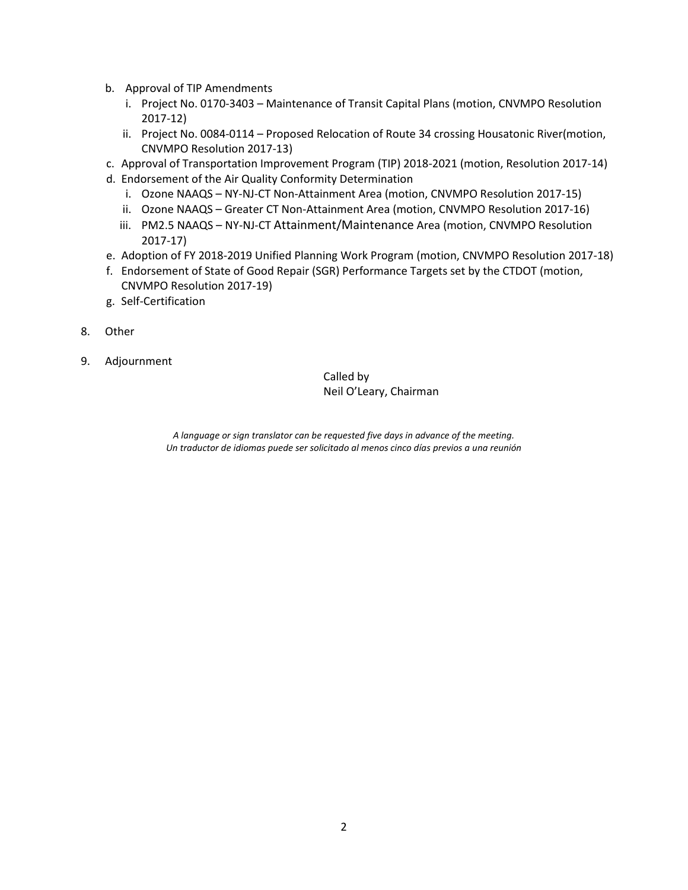- b. Approval of TIP Amendments
    - i. Project No. 0170-3403 – Maintenance of Transit Capital Plans (motion, CNVMPO Resolution 2017-12)
    - ii. Project No. 0084-0114 – Proposed Relocation of Route 34 crossing Housatonic River(motion, CNVMPO Resolution 2017-13)
- c. Approval of Transportation Improvement Program (TIP) 2018-2021 (motion, Resolution 2017-14)
- d. Endorsement of the Air Quality Conformity Determination
    - i. Ozone NAAQS – NY-NJ-CT Non-Attainment Area (motion, CNVMPO Resolution 2017-15)
    - ii. Ozone NAAQS – Greater CT Non-Attainment Area (motion, CNVMPO Resolution 2017-16)
    - iii. PM2.5 NAAQS – NY-NJ-CT Attainment/Maintenance Area (motion, CNVMPO Resolution 2017-17)
- e. Adoption of FY 2018-2019 Unified Planning Work Program (motion, CNVMPO Resolution 2017-18)
- f. Endorsement of State of Good Repair (SGR) Performance Targets set by the CTDOT (motion, CNVMPO Resolution 2017-19)
- g. Self-Certification

8. Other

9. Adjournment

Called by
Neil O'Leary, Chairman

*A language or sign translator can be requested five days in advance of the meeting.*
*Un traductor de idiomas puede ser solicitado al menos cinco días previos a una reunión*